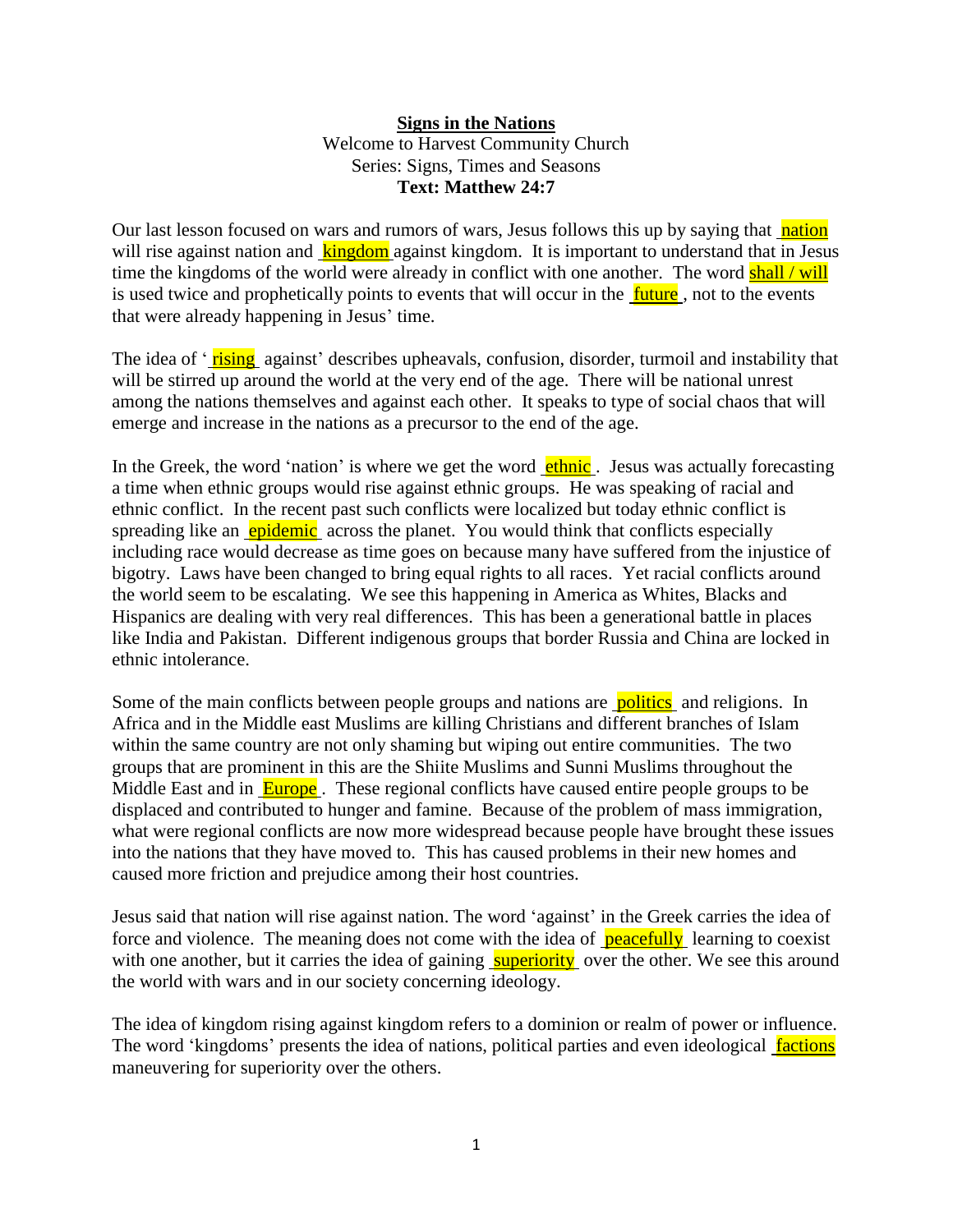**Signs in the Nations**

Welcome to Harvest Community Church

Series: Signs, Times and Seasons

**Text: Matthew 24:7**

Our last lesson focused on wars and rumors of wars, Jesus follows this up by saying that nation will rise against nation and kingdom against kingdom. It is important to understand that in Jesus time the kingdoms of the world were already in conflict with one another. The word shall / will is used twice and prophetically points to events that will occur in the future, not to the events that were already happening in Jesus' time.

The idea of 'rising against' describes upheavals, confusion, disorder, turmoil and instability that will be stirred up around the world at the very end of the age. There will be national unrest among the nations themselves and against each other. It speaks to type of social chaos that will emerge and increase in the nations as a precursor to the end of the age.

In the Greek, the word 'nation' is where we get the word ethnic. Jesus was actually forecasting a time when ethnic groups would rise against ethnic groups. He was speaking of racial and ethnic conflict. In the recent past such conflicts were localized but today ethnic conflict is spreading like an epidemic across the planet. You would think that conflicts especially including race would decrease as time goes on because many have suffered from the injustice of bigotry. Laws have been changed to bring equal rights to all races. Yet racial conflicts around the world seem to be escalating. We see this happening in America as Whites, Blacks and Hispanics are dealing with very real differences. This has been a generational battle in places like India and Pakistan. Different indigenous groups that border Russia and China are locked in ethnic intolerance.

Some of the main conflicts between people groups and nations are politics and religions. In Africa and in the Middle east Muslims are killing Christians and different branches of Islam within the same country are not only shaming but wiping out entire communities. The two groups that are prominent in this are the Shiite Muslims and Sunni Muslims throughout the Middle East and in Europe. These regional conflicts have caused entire people groups to be displaced and contributed to hunger and famine. Because of the problem of mass immigration, what were regional conflicts are now more widespread because people have brought these issues into the nations that they have moved to. This has caused problems in their new homes and caused more friction and prejudice among their host countries.

Jesus said that nation will rise against nation. The word 'against' in the Greek carries the idea of force and violence. The meaning does not come with the idea of peacefully learning to coexist with one another, but it carries the idea of gaining superiority over the other. We see this around the world with wars and in our society concerning ideology.

The idea of kingdom rising against kingdom refers to a dominion or realm of power or influence. The word 'kingdoms' presents the idea of nations, political parties and even ideological factions maneuvering for superiority over the others.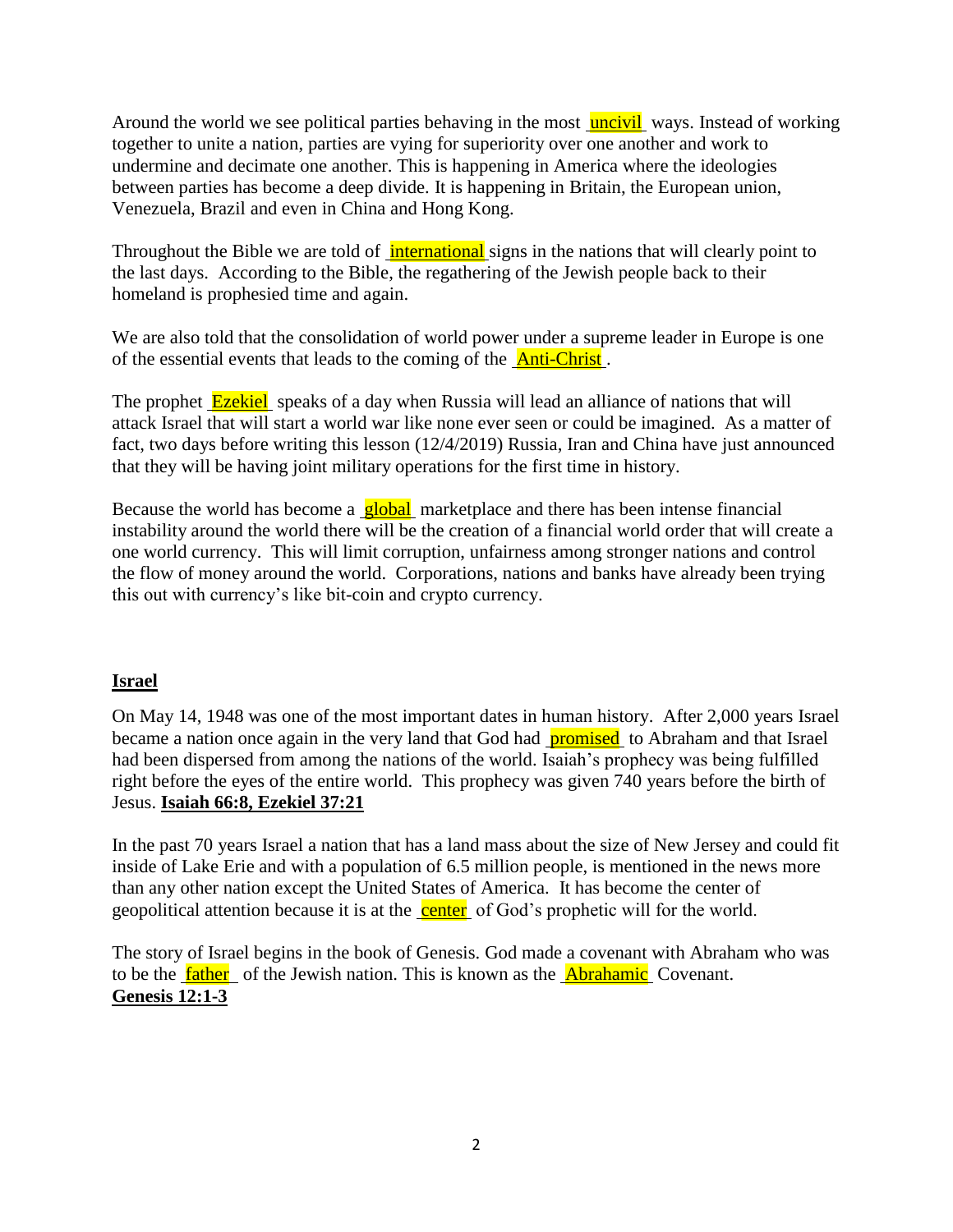Around the world we see political parties behaving in the most uncivil ways. Instead of working together to unite a nation, parties are vying for superiority over one another and work to undermine and decimate one another. This is happening in America where the ideologies between parties has become a deep divide. It is happening in Britain, the European union, Venezuela, Brazil and even in China and Hong Kong.

Throughout the Bible we are told of international signs in the nations that will clearly point to the last days. According to the Bible, the regathering of the Jewish people back to their homeland is prophesied time and again.

We are also told that the consolidation of world power under a supreme leader in Europe is one of the essential events that leads to the coming of the Anti-Christ.

The prophet Ezekiel speaks of a day when Russia will lead an alliance of nations that will attack Israel that will start a world war like none ever seen or could be imagined. As a matter of fact, two days before writing this lesson (12/4/2019) Russia, Iran and China have just announced that they will be having joint military operations for the first time in history.

Because the world has become a global marketplace and there has been intense financial instability around the world there will be the creation of a financial world order that will create a one world currency. This will limit corruption, unfairness among stronger nations and control the flow of money around the world. Corporations, nations and banks have already been trying this out with currency's like bit-coin and crypto currency.

**Israel**

On May 14, 1948 was one of the most important dates in human history. After 2,000 years Israel became a nation once again in the very land that God had promised to Abraham and that Israel had been dispersed from among the nations of the world. Isaiah's prophecy was being fulfilled right before the eyes of the entire world. This prophecy was given 740 years before the birth of Jesus. **Isaiah 66:8, Ezekiel 37:21**

In the past 70 years Israel a nation that has a land mass about the size of New Jersey and could fit inside of Lake Erie and with a population of 6.5 million people, is mentioned in the news more than any other nation except the United States of America. It has become the center of geopolitical attention because it is at the center of God's prophetic will for the world.

The story of Israel begins in the book of Genesis. God made a covenant with Abraham who was to be the father of the Jewish nation. This is known as the Abrahamic Covenant.
**Genesis 12:1-3**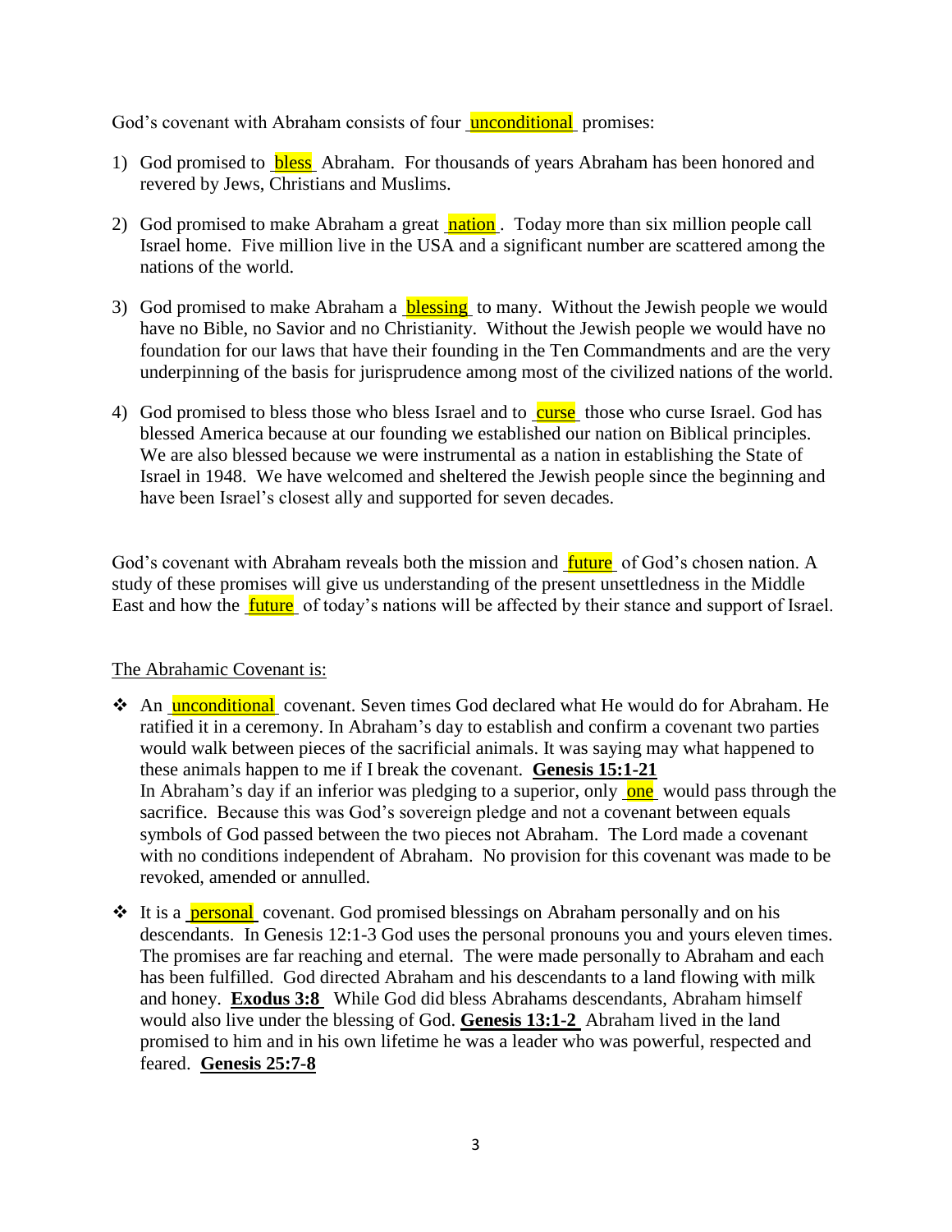God's covenant with Abraham consists of four unconditional promises:

1) God promised to bless Abraham. For thousands of years Abraham has been honored and revered by Jews, Christians and Muslims.

2) God promised to make Abraham a great nation. Today more than six million people call Israel home. Five million live in the USA and a significant number are scattered among the nations of the world.

3) God promised to make Abraham a blessing to many. Without the Jewish people we would have no Bible, no Savior and no Christianity. Without the Jewish people we would have no foundation for our laws that have their founding in the Ten Commandments and are the very underpinning of the basis for jurisprudence among most of the civilized nations of the world.

4) God promised to bless those who bless Israel and to curse those who curse Israel. God has blessed America because at our founding we established our nation on Biblical principles. We are also blessed because we were instrumental as a nation in establishing the State of Israel in 1948. We have welcomed and sheltered the Jewish people since the beginning and have been Israel's closest ally and supported for seven decades.

God's covenant with Abraham reveals both the mission and future of God's chosen nation. A study of these promises will give us understanding of the present unsettledness in the Middle East and how the future of today's nations will be affected by their stance and support of Israel.

<u>The Abrahamic Covenant is:</u>

- An unconditional covenant. Seven times God declared what He would do for Abraham. He ratified it in a ceremony. In Abraham's day to establish and confirm a covenant two parties would walk between pieces of the sacrificial animals. It was saying may what happened to these animals happen to me if I break the covenant. **Genesis 15:1-21**
  In Abraham's day if an inferior was pledging to a superior, only one would pass through the sacrifice. Because this was God's sovereign pledge and not a covenant between equals symbols of God passed between the two pieces not Abraham. The Lord made a covenant with no conditions independent of Abraham. No provision for this covenant was made to be revoked, amended or annulled.

- It is a personal covenant. God promised blessings on Abraham personally and on his descendants. In Genesis 12:1-3 God uses the personal pronouns you and yours eleven times. The promises are far reaching and eternal. The were made personally to Abraham and each has been fulfilled. God directed Abraham and his descendants to a land flowing with milk and honey. **Exodus 3:8** While God did bless Abrahams descendants, Abraham himself would also live under the blessing of God. **Genesis 13:1-2** Abraham lived in the land promised to him and in his own lifetime he was a leader who was powerful, respected and feared. **Genesis 25:7-8**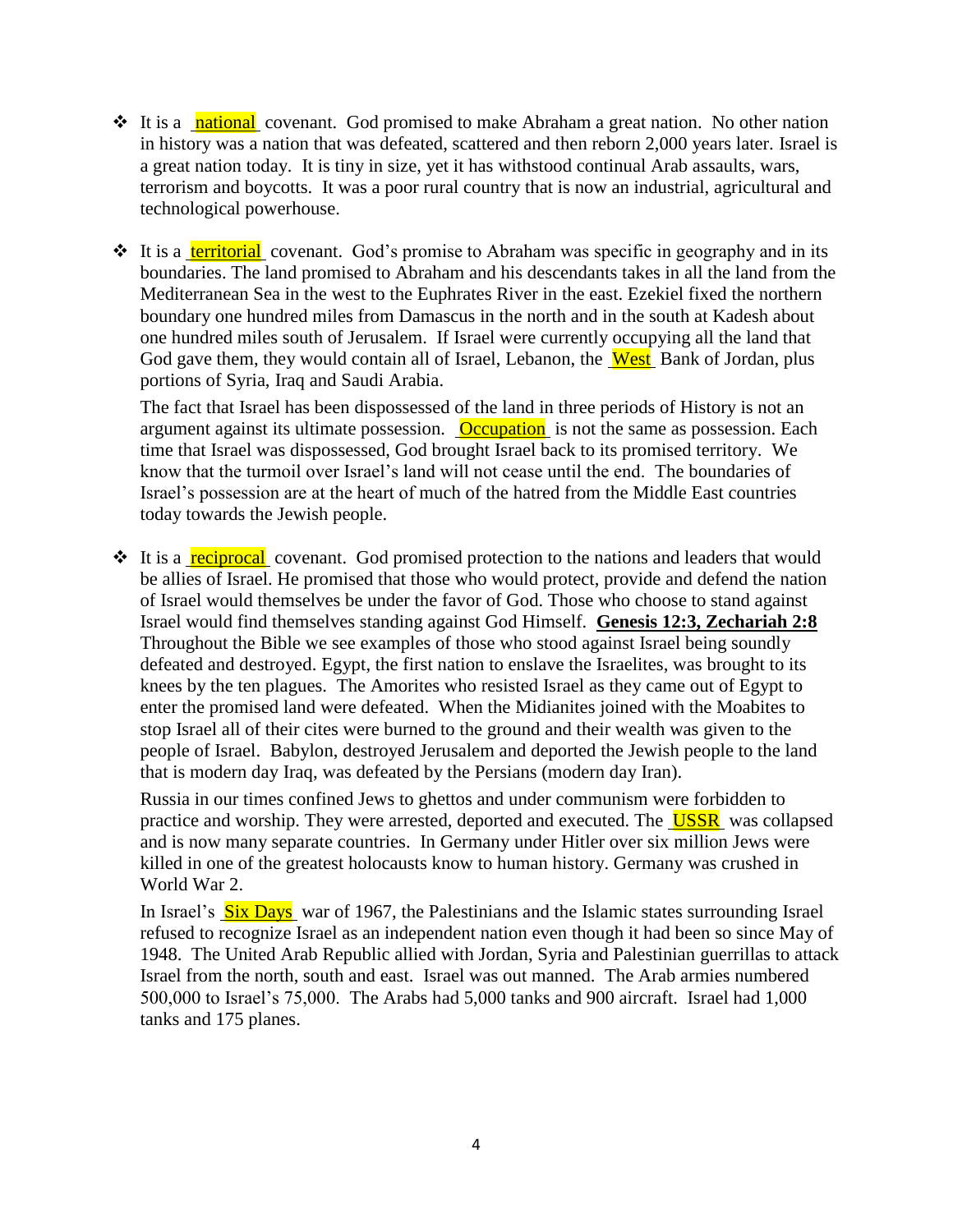- It is a **national** covenant. God promised to make Abraham a great nation. No other nation in history was a nation that was defeated, scattered and then reborn 2,000 years later. Israel is a great nation today. It is tiny in size, yet it has withstood continual Arab assaults, wars, terrorism and boycotts. It was a poor rural country that is now an industrial, agricultural and technological powerhouse.

- It is a **territorial** covenant. God's promise to Abraham was specific in geography and in its boundaries. The land promised to Abraham and his descendants takes in all the land from the Mediterranean Sea in the west to the Euphrates River in the east. Ezekiel fixed the northern boundary one hundred miles from Damascus in the north and in the south at Kadesh about one hundred miles south of Jerusalem. If Israel were currently occupying all the land that God gave them, they would contain all of Israel, Lebanon, the **West** Bank of Jordan, plus portions of Syria, Iraq and Saudi Arabia.

  The fact that Israel has been dispossessed of the land in three periods of History is not an argument against its ultimate possession. **Occupation** is not the same as possession. Each time that Israel was dispossessed, God brought Israel back to its promised territory. We know that the turmoil over Israel's land will not cease until the end. The boundaries of Israel's possession are at the heart of much of the hatred from the Middle East countries today towards the Jewish people.

- It is a **reciprocal** covenant. God promised protection to the nations and leaders that would be allies of Israel. He promised that those who would protect, provide and defend the nation of Israel would themselves be under the favor of God. Those who choose to stand against Israel would find themselves standing against God Himself. **Genesis 12:3, Zechariah 2:8** Throughout the Bible we see examples of those who stood against Israel being soundly defeated and destroyed. Egypt, the first nation to enslave the Israelites, was brought to its knees by the ten plagues. The Amorites who resisted Israel as they came out of Egypt to enter the promised land were defeated. When the Midianites joined with the Moabites to stop Israel all of their cites were burned to the ground and their wealth was given to the people of Israel. Babylon, destroyed Jerusalem and deported the Jewish people to the land that is modern day Iraq, was defeated by the Persians (modern day Iran).

  Russia in our times confined Jews to ghettos and under communism were forbidden to practice and worship. They were arrested, deported and executed. The **USSR** was collapsed and is now many separate countries. In Germany under Hitler over six million Jews were killed in one of the greatest holocausts know to human history. Germany was crushed in World War 2.

  In Israel's **Six Days** war of 1967, the Palestinians and the Islamic states surrounding Israel refused to recognize Israel as an independent nation even though it had been so since May of 1948. The United Arab Republic allied with Jordan, Syria and Palestinian guerrillas to attack Israel from the north, south and east. Israel was out manned. The Arab armies numbered 500,000 to Israel's 75,000. The Arabs had 5,000 tanks and 900 aircraft. Israel had 1,000 tanks and 175 planes.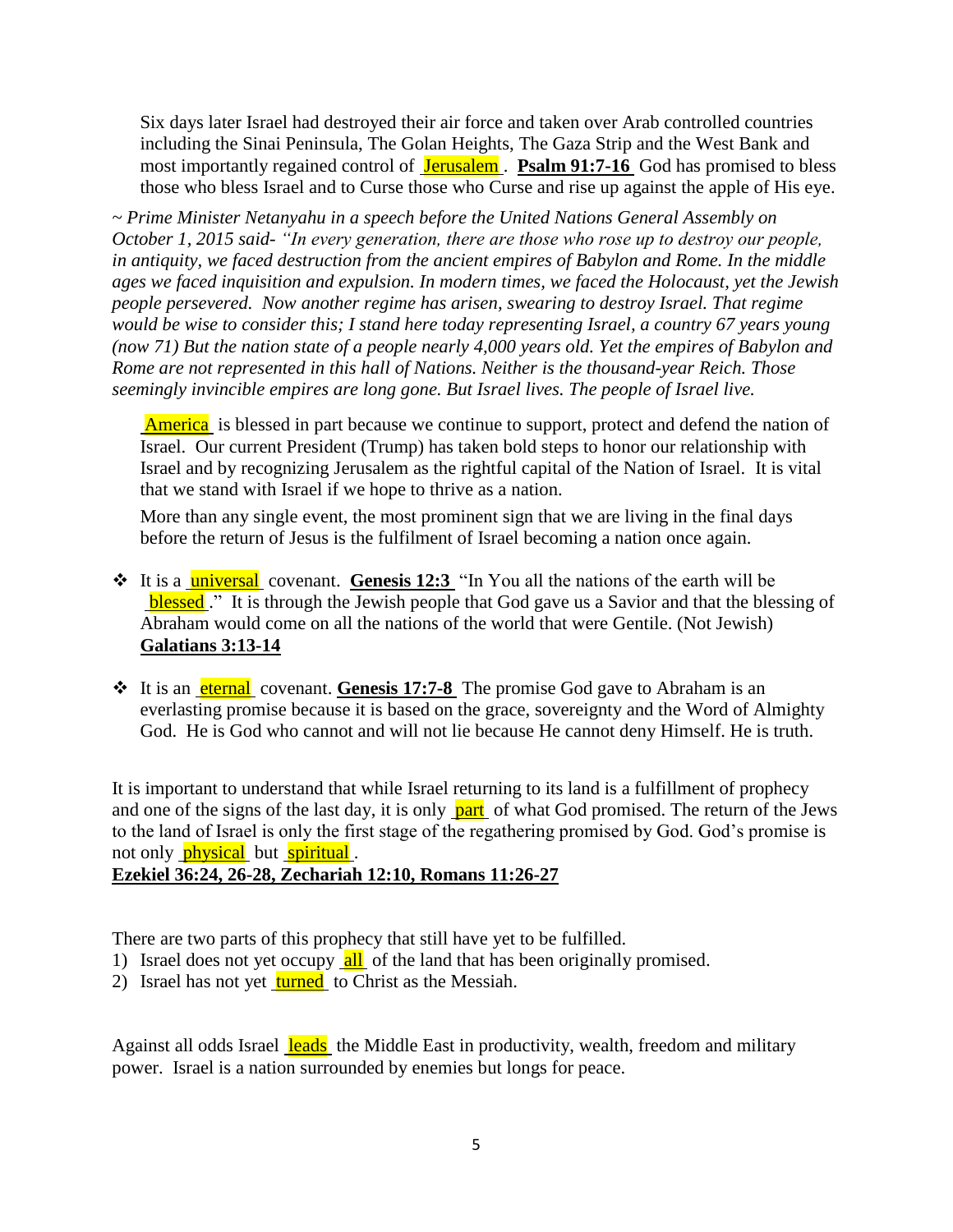Six days later Israel had destroyed their air force and taken over Arab controlled countries including the Sinai Peninsula, The Golan Heights, The Gaza Strip and the West Bank and most importantly regained control of Jerusalem. **Psalm 91:7-16** God has promised to bless those who bless Israel and to Curse those who Curse and rise up against the apple of His eye.

~ *Prime Minister Netanyahu in a speech before the United Nations General Assembly on October 1, 2015 said- "In every generation, there are those who rose up to destroy our people, in antiquity, we faced destruction from the ancient empires of Babylon and Rome. In the middle ages we faced inquisition and expulsion. In modern times, we faced the Holocaust, yet the Jewish people persevered. Now another regime has arisen, swearing to destroy Israel. That regime would be wise to consider this; I stand here today representing Israel, a country 67 years young (now 71) But the nation state of a people nearly 4,000 years old. Yet the empires of Babylon and Rome are not represented in this hall of Nations. Neither is the thousand-year Reich. Those seemingly invincible empires are long gone. But Israel lives. The people of Israel live.*

America is blessed in part because we continue to support, protect and defend the nation of Israel. Our current President (Trump) has taken bold steps to honor our relationship with Israel and by recognizing Jerusalem as the rightful capital of the Nation of Israel. It is vital that we stand with Israel if we hope to thrive as a nation.

More than any single event, the most prominent sign that we are living in the final days before the return of Jesus is the fulfilment of Israel becoming a nation once again.

- It is a universal covenant. **Genesis 12:3** "In You all the nations of the earth will be blessed." It is through the Jewish people that God gave us a Savior and that the blessing of Abraham would come on all the nations of the world that were Gentile. (Not Jewish) **Galatians 3:13-14**

- It is an eternal covenant. **Genesis 17:7-8** The promise God gave to Abraham is an everlasting promise because it is based on the grace, sovereignty and the Word of Almighty God. He is God who cannot and will not lie because He cannot deny Himself. He is truth.

It is important to understand that while Israel returning to its land is a fulfillment of prophecy and one of the signs of the last day, it is only part of what God promised. The return of the Jews to the land of Israel is only the first stage of the regathering promised by God. God's promise is not only physical but spiritual.
**Ezekiel 36:24, 26-28, Zechariah 12:10, Romans 11:26-27**

There are two parts of this prophecy that still have yet to be fulfilled.
1) Israel does not yet occupy all of the land that has been originally promised.
2) Israel has not yet turned to Christ as the Messiah.

Against all odds Israel leads the Middle East in productivity, wealth, freedom and military power. Israel is a nation surrounded by enemies but longs for peace.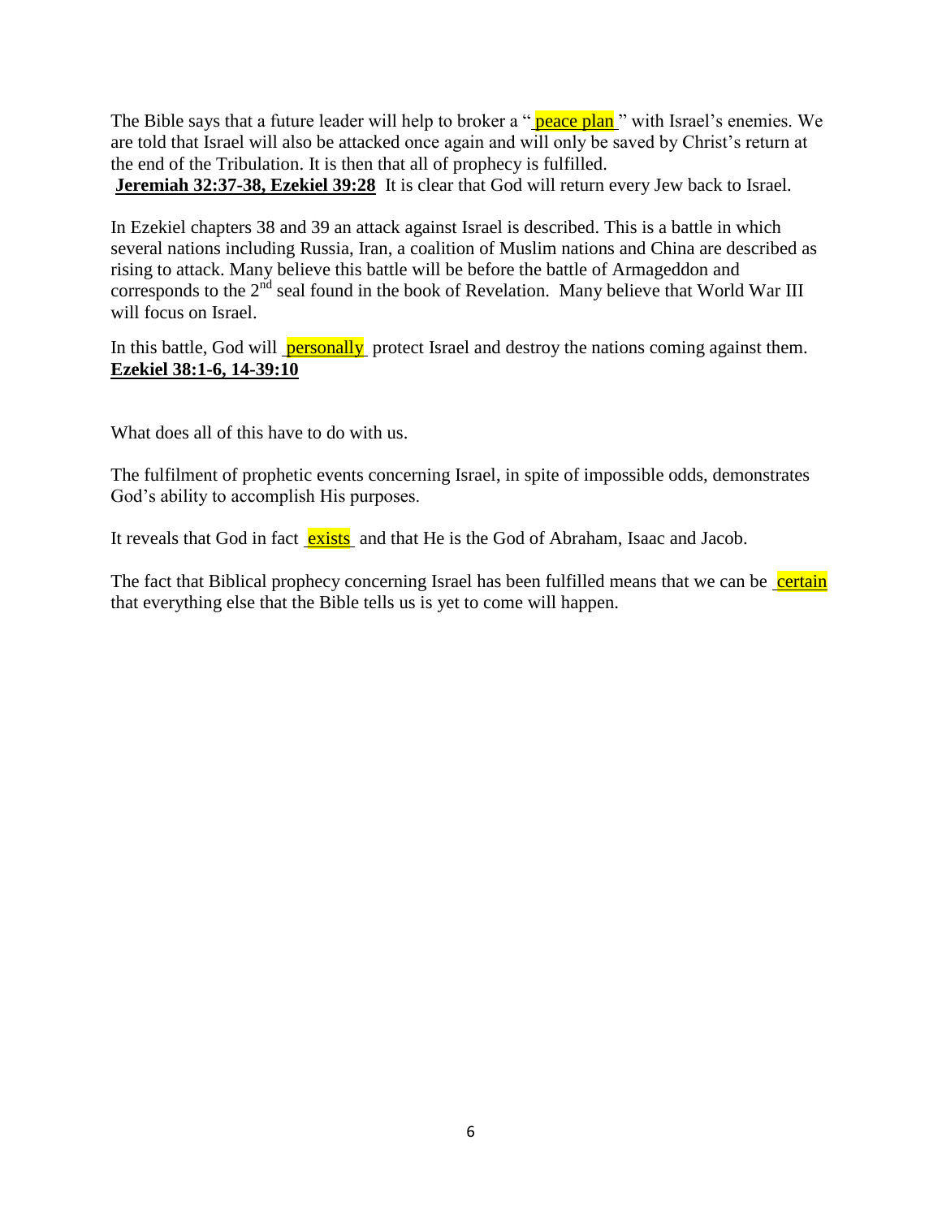The Bible says that a future leader will help to broker a "peace plan" with Israel's enemies. We are told that Israel will also be attacked once again and will only be saved by Christ's return at the end of the Tribulation. It is then that all of prophecy is fulfilled.
**Jeremiah 32:37-38, Ezekiel 39:28** It is clear that God will return every Jew back to Israel.

In Ezekiel chapters 38 and 39 an attack against Israel is described. This is a battle in which several nations including Russia, Iran, a coalition of Muslim nations and China are described as rising to attack. Many believe this battle will be before the battle of Armageddon and corresponds to the 2nd seal found in the book of Revelation. Many believe that World War III will focus on Israel.

In this battle, God will personally protect Israel and destroy the nations coming against them.
**Ezekiel 38:1-6, 14-39:10**

What does all of this have to do with us.

The fulfilment of prophetic events concerning Israel, in spite of impossible odds, demonstrates God's ability to accomplish His purposes.

It reveals that God in fact exists and that He is the God of Abraham, Isaac and Jacob.

The fact that Biblical prophecy concerning Israel has been fulfilled means that we can be certain that everything else that the Bible tells us is yet to come will happen.